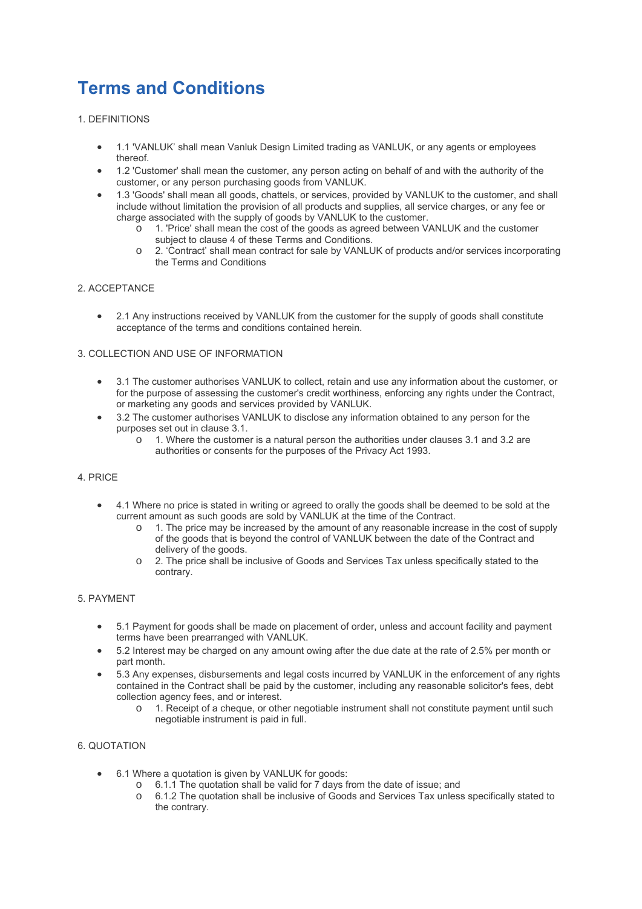# Terms and Conditions

1. DEFINITIONS

- 1.1 'VANLUK' shall mean Vanluk Design Limited trading as VANLUK, or any agents or employees thereof.
- 1.2 'Customer' shall mean the customer, any person acting on behalf of and with the authority of the customer, or any person purchasing goods from VANLUK.
- 1.3 'Goods' shall mean all goods, chattels, or services, provided by VANLUK to the customer, and shall include without limitation the provision of all products and supplies, all service charges, or any fee or charge associated with the supply of goods by VANLUK to the customer.
    - 1. 'Price' shall mean the cost of the goods as agreed between VANLUK and the customer subject to clause 4 of these Terms and Conditions.
    - 2. 'Contract' shall mean contract for sale by VANLUK of products and/or services incorporating the Terms and Conditions

2. ACCEPTANCE

- 2.1 Any instructions received by VANLUK from the customer for the supply of goods shall constitute acceptance of the terms and conditions contained herein.

3. COLLECTION AND USE OF INFORMATION

- 3.1 The customer authorises VANLUK to collect, retain and use any information about the customer, or for the purpose of assessing the customer's credit worthiness, enforcing any rights under the Contract, or marketing any goods and services provided by VANLUK.
- 3.2 The customer authorises VANLUK to disclose any information obtained to any person for the purposes set out in clause 3.1.
    - 1. Where the customer is a natural person the authorities under clauses 3.1 and 3.2 are authorities or consents for the purposes of the Privacy Act 1993.

4. PRICE

- 4.1 Where no price is stated in writing or agreed to orally the goods shall be deemed to be sold at the current amount as such goods are sold by VANLUK at the time of the Contract.
    - 1. The price may be increased by the amount of any reasonable increase in the cost of supply of the goods that is beyond the control of VANLUK between the date of the Contract and delivery of the goods.
    - 2. The price shall be inclusive of Goods and Services Tax unless specifically stated to the contrary.

5. PAYMENT

- 5.1 Payment for goods shall be made on placement of order, unless and account facility and payment terms have been prearranged with VANLUK.
- 5.2 Interest may be charged on any amount owing after the due date at the rate of 2.5% per month or part month.
- 5.3 Any expenses, disbursements and legal costs incurred by VANLUK in the enforcement of any rights contained in the Contract shall be paid by the customer, including any reasonable solicitor's fees, debt collection agency fees, and or interest.
    - 1. Receipt of a cheque, or other negotiable instrument shall not constitute payment until such negotiable instrument is paid in full.

6. QUOTATION

- 6.1 Where a quotation is given by VANLUK for goods:
    - 6.1.1 The quotation shall be valid for 7 days from the date of issue; and
    - 6.1.2 The quotation shall be inclusive of Goods and Services Tax unless specifically stated to the contrary.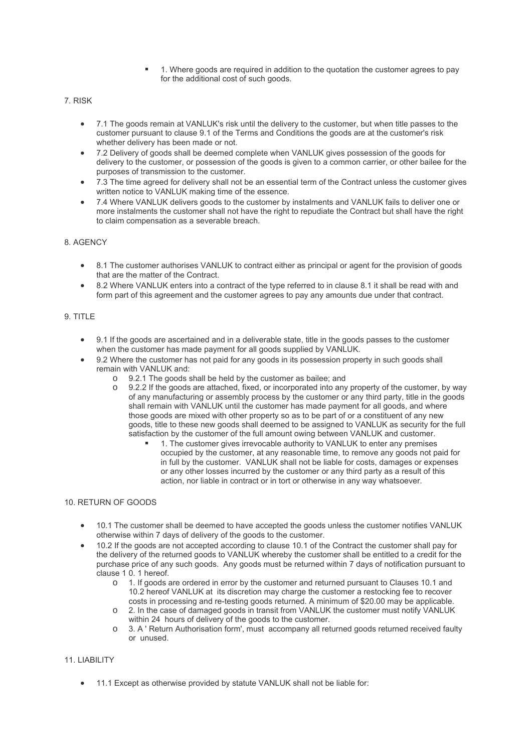- 1. Where goods are required in addition to the quotation the customer agrees to pay for the additional cost of such goods.

7. RISK

- 7.1 The goods remain at VANLUK's risk until the delivery to the customer, but when title passes to the customer pursuant to clause 9.1 of the Terms and Conditions the goods are at the customer's risk whether delivery has been made or not.
- 7.2 Delivery of goods shall be deemed complete when VANLUK gives possession of the goods for delivery to the customer, or possession of the goods is given to a common carrier, or other bailee for the purposes of transmission to the customer.
- 7.3 The time agreed for delivery shall not be an essential term of the Contract unless the customer gives written notice to VANLUK making time of the essence.
- 7.4 Where VANLUK delivers goods to the customer by instalments and VANLUK fails to deliver one or more instalments the customer shall not have the right to repudiate the Contract but shall have the right to claim compensation as a severable breach.

8. AGENCY

- 8.1 The customer authorises VANLUK to contract either as principal or agent for the provision of goods that are the matter of the Contract.
- 8.2 Where VANLUK enters into a contract of the type referred to in clause 8.1 it shall be read with and form part of this agreement and the customer agrees to pay any amounts due under that contract.

9. TITLE

- 9.1 If the goods are ascertained and in a deliverable state, title in the goods passes to the customer when the customer has made payment for all goods supplied by VANLUK.
- 9.2 Where the customer has not paid for any goods in its possession property in such goods shall remain with VANLUK and:
  - 9.2.1 The goods shall be held by the customer as bailee; and
  - 9.2.2 If the goods are attached, fixed, or incorporated into any property of the customer, by way of any manufacturing or assembly process by the customer or any third party, title in the goods shall remain with VANLUK until the customer has made payment for all goods, and where those goods are mixed with other property so as to be part of or a constituent of any new goods, title to these new goods shall deemed to be assigned to VANLUK as security for the full satisfaction by the customer of the full amount owing between VANLUK and customer.
    - 1. The customer gives irrevocable authority to VANLUK to enter any premises occupied by the customer, at any reasonable time, to remove any goods not paid for in full by the customer. VANLUK shall not be liable for costs, damages or expenses or any other losses incurred by the customer or any third party as a result of this action, nor liable in contract or in tort or otherwise in any way whatsoever.

10. RETURN OF GOODS

- 10.1 The customer shall be deemed to have accepted the goods unless the customer notifies VANLUK otherwise within 7 days of delivery of the goods to the customer.
- 10.2 If the goods are not accepted according to clause 10.1 of the Contract the customer shall pay for the delivery of the returned goods to VANLUK whereby the customer shall be entitled to a credit for the purchase price of any such goods. Any goods must be returned within 7 days of notification pursuant to clause 1 0. 1 hereof.
  - 1. If goods are ordered in error by the customer and returned pursuant to Clauses 10.1 and 10.2 hereof VANLUK at its discretion may charge the customer a restocking fee to recover costs in processing and re-testing goods returned. A minimum of $20.00 may be applicable.
  - 2. In the case of damaged goods in transit from VANLUK the customer must notify VANLUK within 24 hours of delivery of the goods to the customer.
  - 3. A ' Return Authorisation form', must accompany all returned goods returned received faulty or unused.

11. LIABILITY

- 11.1 Except as otherwise provided by statute VANLUK shall not be liable for: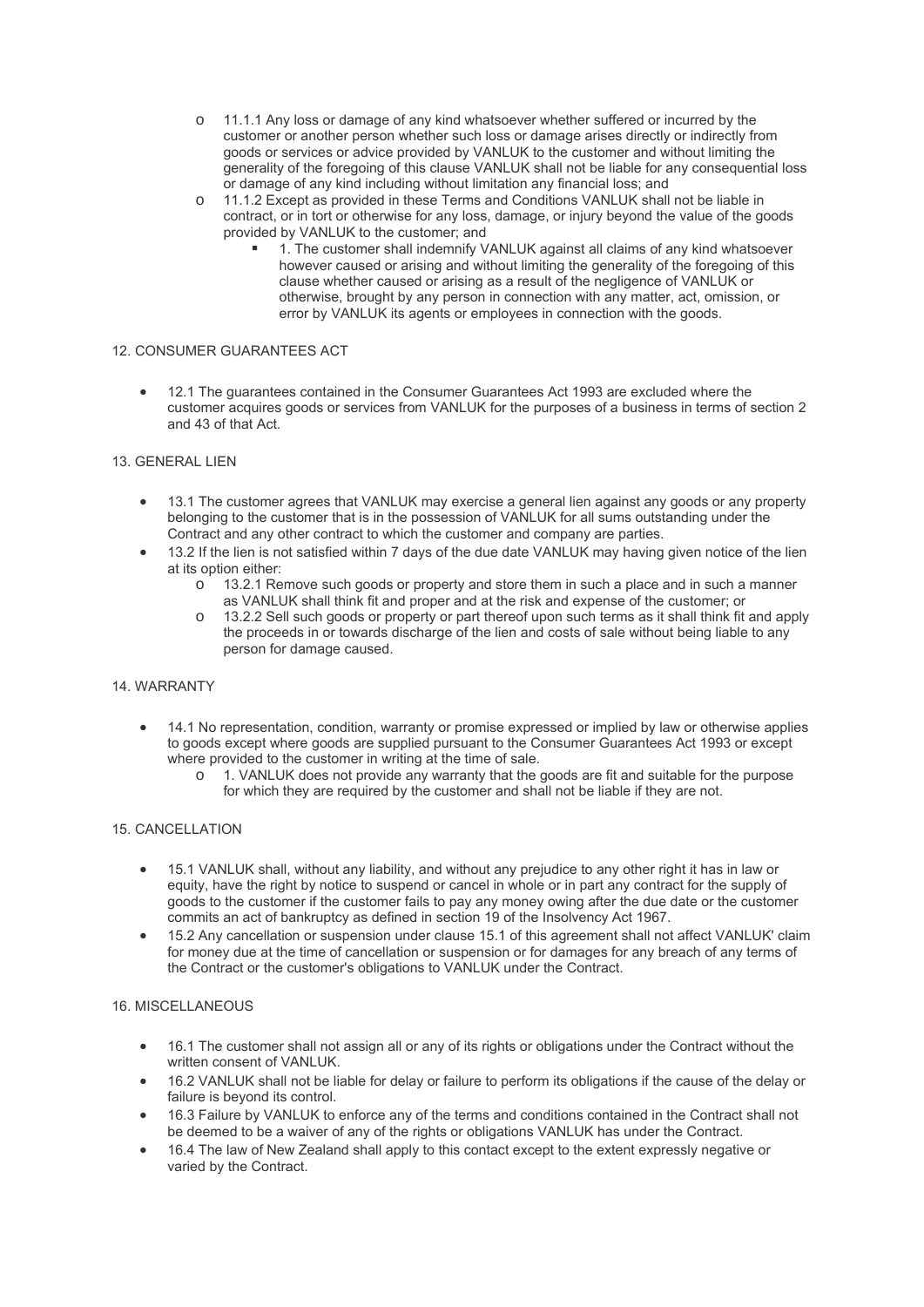- 11.1.1 Any loss or damage of any kind whatsoever whether suffered or incurred by the customer or another person whether such loss or damage arises directly or indirectly from goods or services or advice provided by VANLUK to the customer and without limiting the generality of the foregoing of this clause VANLUK shall not be liable for any consequential loss or damage of any kind including without limitation any financial loss; and
- 11.1.2 Except as provided in these Terms and Conditions VANLUK shall not be liable in contract, or in tort or otherwise for any loss, damage, or injury beyond the value of the goods provided by VANLUK to the customer; and
    1. The customer shall indemnify VANLUK against all claims of any kind whatsoever however caused or arising and without limiting the generality of the foregoing of this clause whether caused or arising as a result of the negligence of VANLUK or otherwise, brought by any person in connection with any matter, act, omission, or error by VANLUK its agents or employees in connection with the goods.

12. CONSUMER GUARANTEES ACT

- 12.1 The guarantees contained in the Consumer Guarantees Act 1993 are excluded where the customer acquires goods or services from VANLUK for the purposes of a business in terms of section 2 and 43 of that Act.

13. GENERAL LIEN

- 13.1 The customer agrees that VANLUK may exercise a general lien against any goods or any property belonging to the customer that is in the possession of VANLUK for all sums outstanding under the Contract and any other contract to which the customer and company are parties.
- 13.2 If the lien is not satisfied within 7 days of the due date VANLUK may having given notice of the lien at its option either:
    - 13.2.1 Remove such goods or property and store them in such a place and in such a manner as VANLUK shall think fit and proper and at the risk and expense of the customer; or
    - 13.2.2 Sell such goods or property or part thereof upon such terms as it shall think fit and apply the proceeds in or towards discharge of the lien and costs of sale without being liable to any person for damage caused.

14. WARRANTY

- 14.1 No representation, condition, warranty or promise expressed or implied by law or otherwise applies to goods except where goods are supplied pursuant to the Consumer Guarantees Act 1993 or except where provided to the customer in writing at the time of sale.
    1. VANLUK does not provide any warranty that the goods are fit and suitable for the purpose for which they are required by the customer and shall not be liable if they are not.

15. CANCELLATION

- 15.1 VANLUK shall, without any liability, and without any prejudice to any other right it has in law or equity, have the right by notice to suspend or cancel in whole or in part any contract for the supply of goods to the customer if the customer fails to pay any money owing after the due date or the customer commits an act of bankruptcy as defined in section 19 of the Insolvency Act 1967.
- 15.2 Any cancellation or suspension under clause 15.1 of this agreement shall not affect VANLUK' claim for money due at the time of cancellation or suspension or for damages for any breach of any terms of the Contract or the customer's obligations to VANLUK under the Contract.

16. MISCELLANEOUS

- 16.1 The customer shall not assign all or any of its rights or obligations under the Contract without the written consent of VANLUK.
- 16.2 VANLUK shall not be liable for delay or failure to perform its obligations if the cause of the delay or failure is beyond its control.
- 16.3 Failure by VANLUK to enforce any of the terms and conditions contained in the Contract shall not be deemed to be a waiver of any of the rights or obligations VANLUK has under the Contract.
- 16.4 The law of New Zealand shall apply to this contact except to the extent expressly negative or varied by the Contract.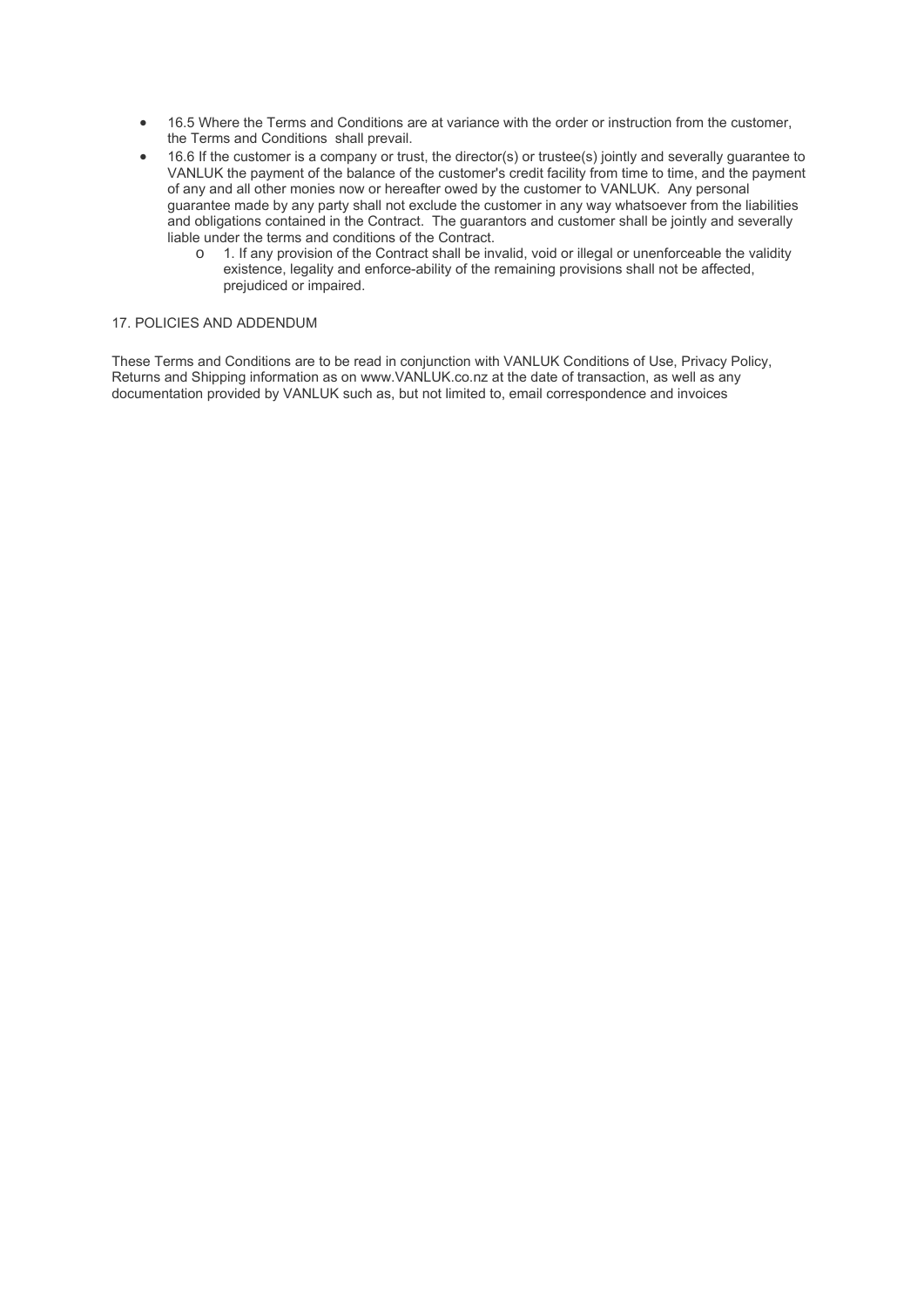- 16.5 Where the Terms and Conditions are at variance with the order or instruction from the customer, the Terms and Conditions shall prevail.
- 16.6 If the customer is a company or trust, the director(s) or trustee(s) jointly and severally guarantee to VANLUK the payment of the balance of the customer's credit facility from time to time, and the payment of any and all other monies now or hereafter owed by the customer to VANLUK. Any personal guarantee made by any party shall not exclude the customer in any way whatsoever from the liabilities and obligations contained in the Contract. The guarantors and customer shall be jointly and severally liable under the terms and conditions of the Contract.
    - 1. If any provision of the Contract shall be invalid, void or illegal or unenforceable the validity existence, legality and enforce-ability of the remaining provisions shall not be affected, prejudiced or impaired.

17. POLICIES AND ADDENDUM

These Terms and Conditions are to be read in conjunction with VANLUK Conditions of Use, Privacy Policy, Returns and Shipping information as on www.VANLUK.co.nz at the date of transaction, as well as any documentation provided by VANLUK such as, but not limited to, email correspondence and invoices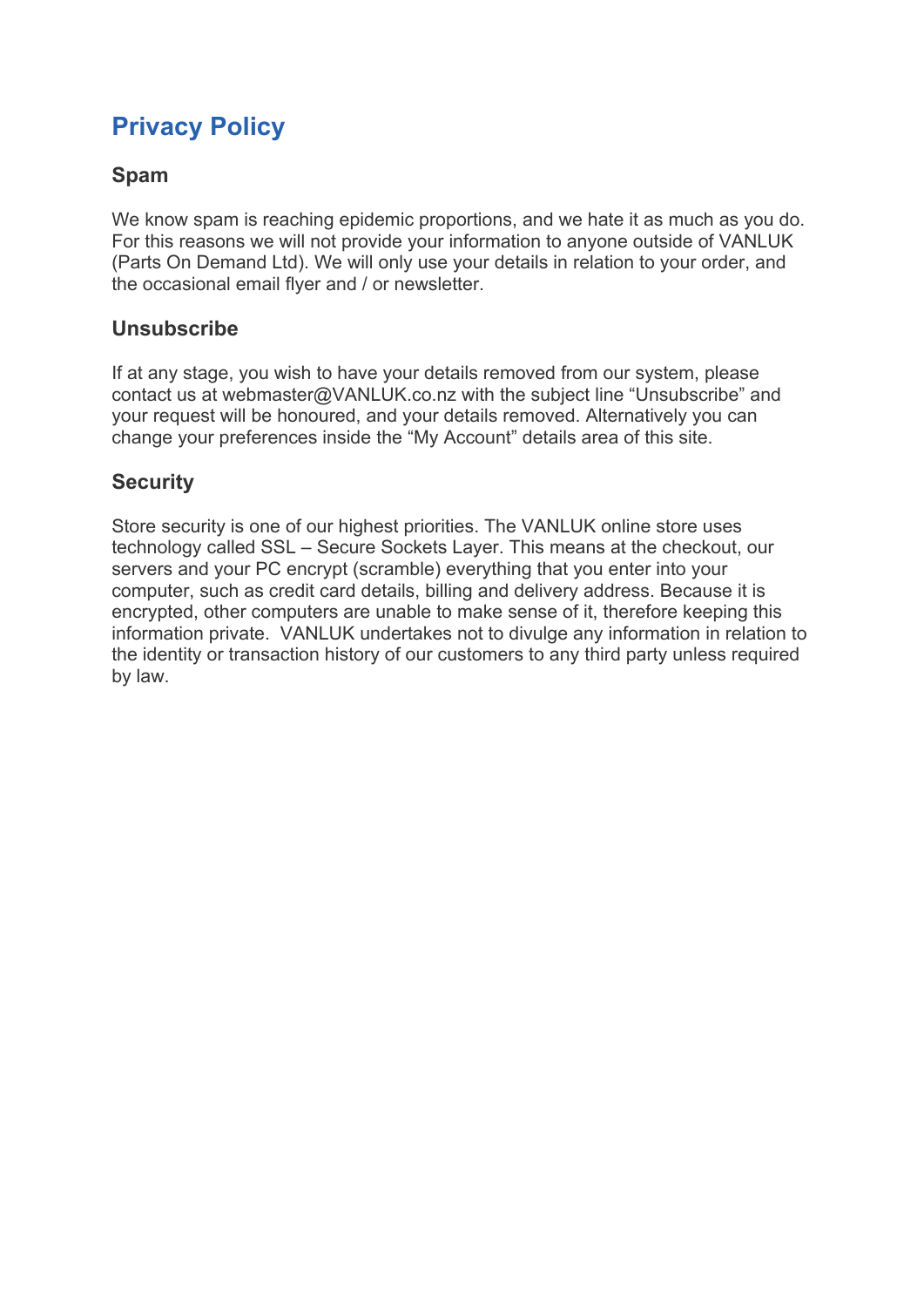# Privacy Policy

## Spam

We know spam is reaching epidemic proportions, and we hate it as much as you do. For this reasons we will not provide your information to anyone outside of VANLUK (Parts On Demand Ltd). We will only use your details in relation to your order, and the occasional email flyer and / or newsletter.

## Unsubscribe

If at any stage, you wish to have your details removed from our system, please contact us at webmaster@VANLUK.co.nz with the subject line “Unsubscribe” and your request will be honoured, and your details removed. Alternatively you can change your preferences inside the “My Account” details area of this site.

## Security

Store security is one of our highest priorities. The VANLUK online store uses technology called SSL – Secure Sockets Layer. This means at the checkout, our servers and your PC encrypt (scramble) everything that you enter into your computer, such as credit card details, billing and delivery address. Because it is encrypted, other computers are unable to make sense of it, therefore keeping this information private. VANLUK undertakes not to divulge any information in relation to the identity or transaction history of our customers to any third party unless required by law.